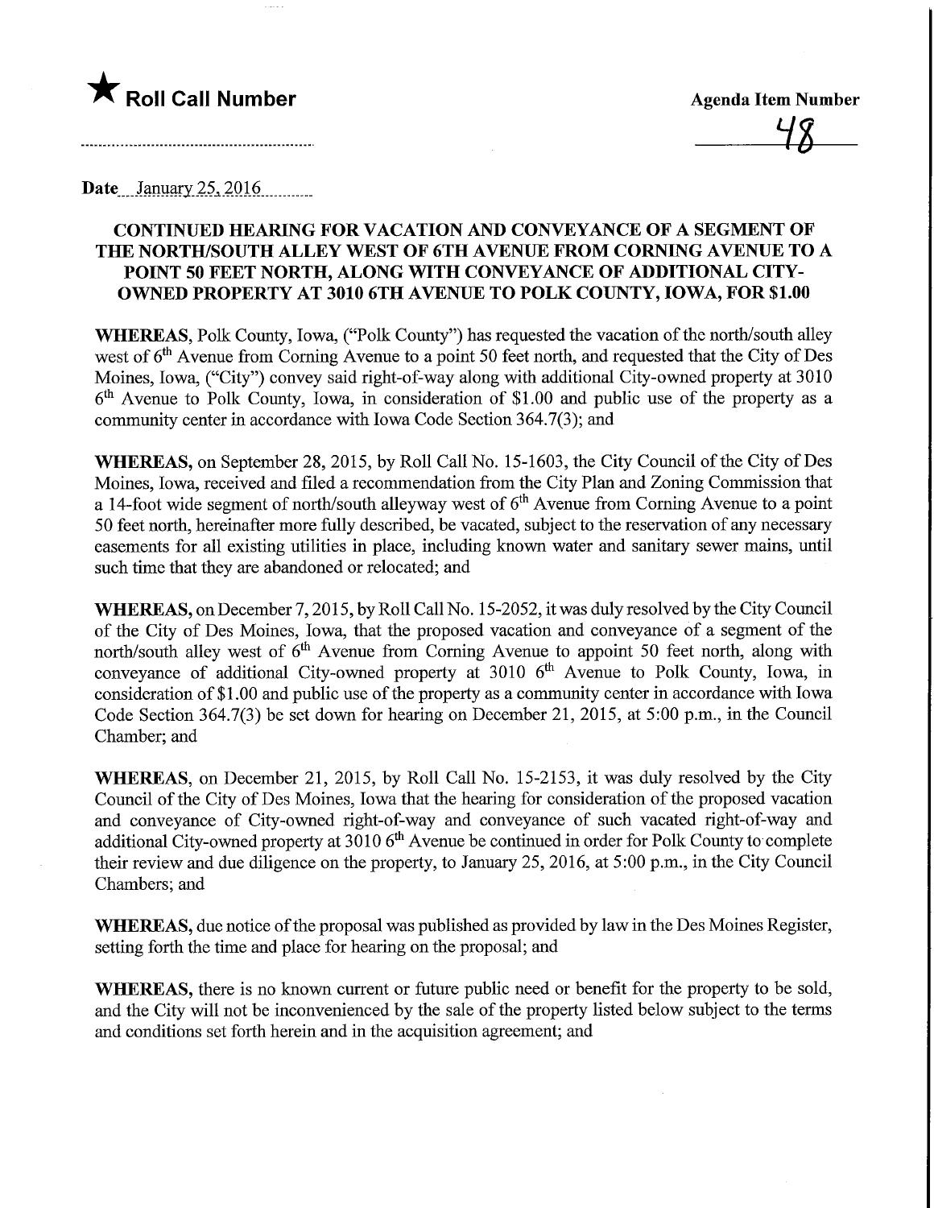★ **Roll Call Number**

**Agenda Item Number**

48

**Date** January 25, 2016

## CONTINUED HEARING FOR VACATION AND CONVEYANCE OF A SEGMENT OF THE NORTH/SOUTH ALLEY WEST OF 6TH AVENUE FROM CORNING AVENUE TO A POINT 50 FEET NORTH, ALONG WITH CONVEYANCE OF ADDITIONAL CITY-OWNED PROPERTY AT 3010 6TH AVENUE TO POLK COUNTY, IOWA, FOR $1.00

**WHEREAS,** Polk County, Iowa, ("Polk County") has requested the vacation of the north/south alley west of 6th Avenue from Corning Avenue to a point 50 feet north, and requested that the City of Des Moines, Iowa, ("City") convey said right-of-way along with additional City-owned property at 3010 6th Avenue to Polk County, Iowa, in consideration of $1.00 and public use of the property as a community center in accordance with Iowa Code Section 364.7(3); and

**WHEREAS,** on September 28, 2015, by Roll Call No. 15-1603, the City Council of the City of Des Moines, Iowa, received and filed a recommendation from the City Plan and Zoning Commission that a 14-foot wide segment of north/south alleyway west of 6th Avenue from Corning Avenue to a point 50 feet north, hereinafter more fully described, be vacated, subject to the reservation of any necessary easements for all existing utilities in place, including known water and sanitary sewer mains, until such time that they are abandoned or relocated; and

**WHEREAS,** on December 7, 2015, by Roll Call No. 15-2052, it was duly resolved by the City Council of the City of Des Moines, Iowa, that the proposed vacation and conveyance of a segment of the north/south alley west of 6th Avenue from Corning Avenue to appoint 50 feet north, along with conveyance of additional City-owned property at 3010 6th Avenue to Polk County, Iowa, in consideration of $1.00 and public use of the property as a community center in accordance with Iowa Code Section 364.7(3) be set down for hearing on December 21, 2015, at 5:00 p.m., in the Council Chamber; and

**WHEREAS,** on December 21, 2015, by Roll Call No. 15-2153, it was duly resolved by the City Council of the City of Des Moines, Iowa that the hearing for consideration of the proposed vacation and conveyance of City-owned right-of-way and conveyance of such vacated right-of-way and additional City-owned property at 3010 6th Avenue be continued in order for Polk County to complete their review and due diligence on the property, to January 25, 2016, at 5:00 p.m., in the City Council Chambers; and

**WHEREAS,** due notice of the proposal was published as provided by law in the Des Moines Register, setting forth the time and place for hearing on the proposal; and

**WHEREAS,** there is no known current or future public need or benefit for the property to be sold, and the City will not be inconvenienced by the sale of the property listed below subject to the terms and conditions set forth herein and in the acquisition agreement; and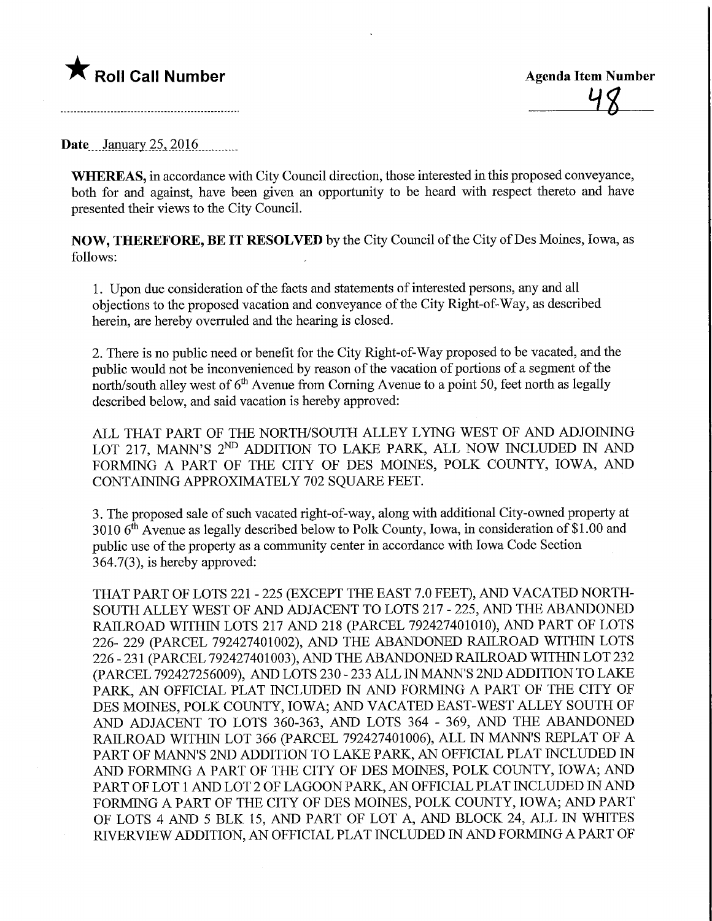★ **Roll Call Number**

**Agenda Item Number**

48

Date January 25, 2016

**WHEREAS,** in accordance with City Council direction, those interested in this proposed conveyance, both for and against, have been given an opportunity to be heard with respect thereto and have presented their views to the City Council.

**NOW, THEREFORE, BE IT RESOLVED** by the City Council of the City of Des Moines, Iowa, as follows:

1. Upon due consideration of the facts and statements of interested persons, any and all objections to the proposed vacation and conveyance of the City Right-of-Way, as described herein, are hereby overruled and the hearing is closed.

2. There is no public need or benefit for the City Right-of-Way proposed to be vacated, and the public would not be inconvenienced by reason of the vacation of portions of a segment of the north/south alley west of 6th Avenue from Corning Avenue to a point 50, feet north as legally described below, and said vacation is hereby approved:

ALL THAT PART OF THE NORTH/SOUTH ALLEY LYING WEST OF AND ADJOINING LOT 217, MANN'S 2ND ADDITION TO LAKE PARK, ALL NOW INCLUDED IN AND FORMING A PART OF THE CITY OF DES MOINES, POLK COUNTY, IOWA, AND CONTAINING APPROXIMATELY 702 SQUARE FEET.

3. The proposed sale of such vacated right-of-way, along with additional City-owned property at 3010 6th Avenue as legally described below to Polk County, Iowa, in consideration of $1.00 and public use of the property as a community center in accordance with Iowa Code Section 364.7(3), is hereby approved:

THAT PART OF LOTS 221 - 225 (EXCEPT THE EAST 7.0 FEET), AND VACATED NORTH-SOUTH ALLEY WEST OF AND ADJACENT TO LOTS 217 - 225, AND THE ABANDONED RAILROAD WITHIN LOTS 217 AND 218 (PARCEL 792427401010), AND PART OF LOTS 226- 229 (PARCEL 792427401002), AND THE ABANDONED RAILROAD WITHIN LOTS 226 - 231 (PARCEL 792427401003), AND THE ABANDONED RAILROAD WITHIN LOT 232 (PARCEL 792427256009), AND LOTS 230 - 233 ALL IN MANN'S 2ND ADDITION TO LAKE PARK, AN OFFICIAL PLAT INCLUDED IN AND FORMING A PART OF THE CITY OF DES MOINES, POLK COUNTY, IOWA; AND VACATED EAST-WEST ALLEY SOUTH OF AND ADJACENT TO LOTS 360-363, AND LOTS 364 - 369, AND THE ABANDONED RAILROAD WITHIN LOT 366 (PARCEL 792427401006), ALL IN MANN'S REPLAT OF A PART OF MANN'S 2ND ADDITION TO LAKE PARK, AN OFFICIAL PLAT INCLUDED IN AND FORMING A PART OF THE CITY OF DES MOINES, POLK COUNTY, IOWA; AND PART OF LOT 1 AND LOT 2 OF LAGOON PARK, AN OFFICIAL PLAT INCLUDED IN AND FORMING A PART OF THE CITY OF DES MOINES, POLK COUNTY, IOWA; AND PART OF LOTS 4 AND 5 BLK 15, AND PART OF LOT A, AND BLOCK 24, ALL IN WHITES RIVERVIEW ADDITION, AN OFFICIAL PLAT INCLUDED IN AND FORMING A PART OF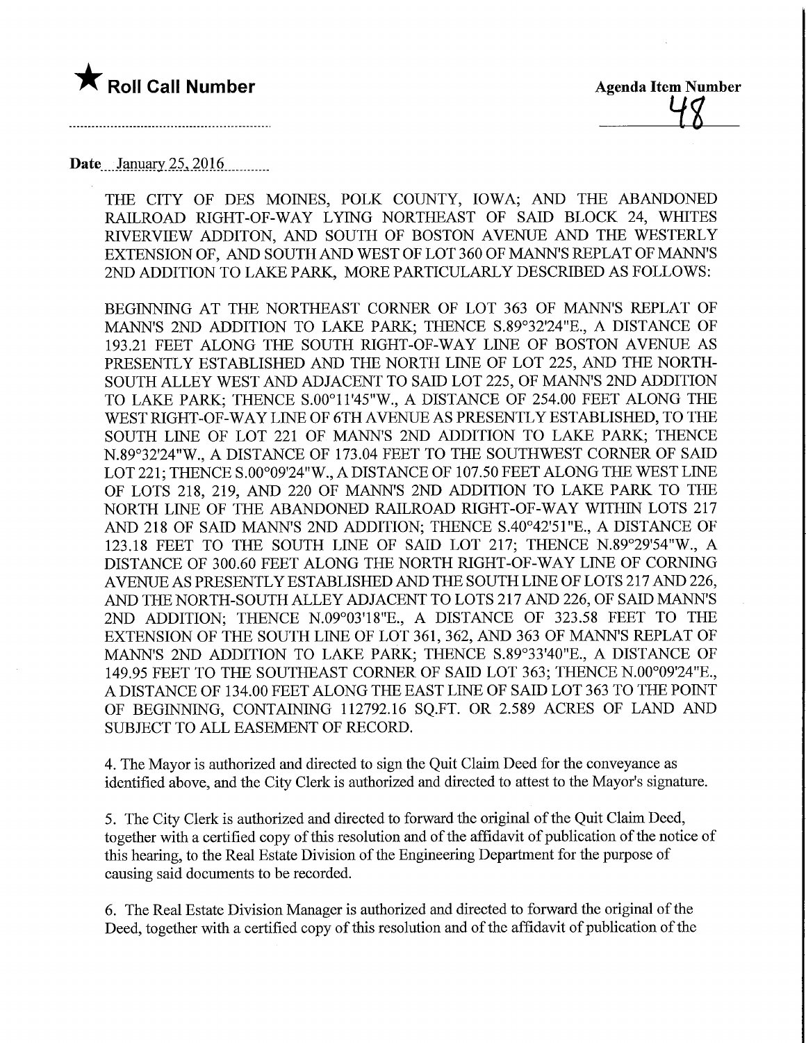★ **Roll Call Number**

**Agenda Item Number**
48

**Date** January 25, 2016

THE CITY OF DES MOINES, POLK COUNTY, IOWA; AND THE ABANDONED RAILROAD RIGHT-OF-WAY LYING NORTHEAST OF SAID BLOCK 24, WHITES RIVERVIEW ADDITON, AND SOUTH OF BOSTON AVENUE AND THE WESTERLY EXTENSION OF, AND SOUTH AND WEST OF LOT 360 OF MANN'S REPLAT OF MANN'S 2ND ADDITION TO LAKE PARK, MORE PARTICULARLY DESCRIBED AS FOLLOWS:

BEGINNING AT THE NORTHEAST CORNER OF LOT 363 OF MANN'S REPLAT OF MANN'S 2ND ADDITION TO LAKE PARK; THENCE S.89°32'24"E., A DISTANCE OF 193.21 FEET ALONG THE SOUTH RIGHT-OF-WAY LINE OF BOSTON AVENUE AS PRESENTLY ESTABLISHED AND THE NORTH LINE OF LOT 225, AND THE NORTH-SOUTH ALLEY WEST AND ADJACENT TO SAID LOT 225, OF MANN'S 2ND ADDITION TO LAKE PARK; THENCE S.00°11'45"W., A DISTANCE OF 254.00 FEET ALONG THE WEST RIGHT-OF-WAY LINE OF 6TH AVENUE AS PRESENTLY ESTABLISHED, TO THE SOUTH LINE OF LOT 221 OF MANN'S 2ND ADDITION TO LAKE PARK; THENCE N.89°32'24"W., A DISTANCE OF 173.04 FEET TO THE SOUTHWEST CORNER OF SAID LOT 221; THENCE S.00°09'24"W., A DISTANCE OF 107.50 FEET ALONG THE WEST LINE OF LOTS 218, 219, AND 220 OF MANN'S 2ND ADDITION TO LAKE PARK TO THE NORTH LINE OF THE ABANDONED RAILROAD RIGHT-OF-WAY WITHIN LOTS 217 AND 218 OF SAID MANN'S 2ND ADDITION; THENCE S.40°42'51"E., A DISTANCE OF 123.18 FEET TO THE SOUTH LINE OF SAID LOT 217; THENCE N.89°29'54"W., A DISTANCE OF 300.60 FEET ALONG THE NORTH RIGHT-OF-WAY LINE OF CORNING AVENUE AS PRESENTLY ESTABLISHED AND THE SOUTH LINE OF LOTS 217 AND 226, AND THE NORTH-SOUTH ALLEY ADJACENT TO LOTS 217 AND 226, OF SAID MANN'S 2ND ADDITION; THENCE N.09°03'18"E., A DISTANCE OF 323.58 FEET TO THE EXTENSION OF THE SOUTH LINE OF LOT 361, 362, AND 363 OF MANN'S REPLAT OF MANN'S 2ND ADDITION TO LAKE PARK; THENCE S.89°33'40"E., A DISTANCE OF 149.95 FEET TO THE SOUTHEAST CORNER OF SAID LOT 363; THENCE N.00°09'24"E., A DISTANCE OF 134.00 FEET ALONG THE EAST LINE OF SAID LOT 363 TO THE POINT OF BEGINNING, CONTAINING 112792.16 SQ.FT. OR 2.589 ACRES OF LAND AND SUBJECT TO ALL EASEMENT OF RECORD.

4. The Mayor is authorized and directed to sign the Quit Claim Deed for the conveyance as identified above, and the City Clerk is authorized and directed to attest to the Mayor's signature.

5. The City Clerk is authorized and directed to forward the original of the Quit Claim Deed, together with a certified copy of this resolution and of the affidavit of publication of the notice of this hearing, to the Real Estate Division of the Engineering Department for the purpose of causing said documents to be recorded.

6. The Real Estate Division Manager is authorized and directed to forward the original of the Deed, together with a certified copy of this resolution and of the affidavit of publication of the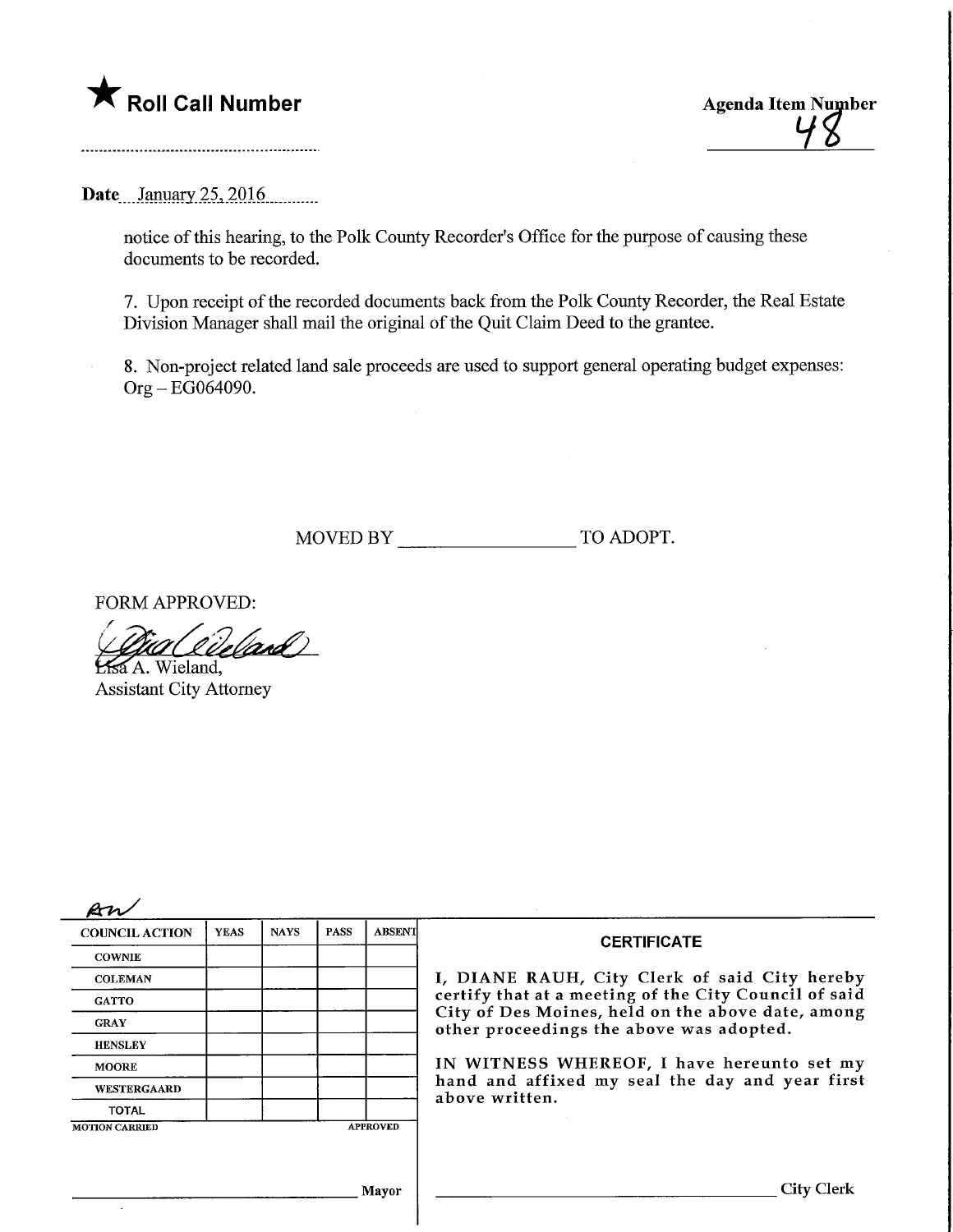★ **Roll Call Number**

**Agenda Item Number**
48

**Date** January 25, 2016

notice of this hearing, to the Polk County Recorder's Office for the purpose of causing these documents to be recorded.

7. Upon receipt of the recorded documents back from the Polk County Recorder, the Real Estate Division Manager shall mail the original of the Quit Claim Deed to the grantee.

8. Non-project related land sale proceeds are used to support general operating budget expenses: Org – EG064090.

MOVED BY ________________ TO ADOPT.

FORM APPROVED:

Lisa A. Wieland,
Assistant City Attorney

| COUNCIL ACTION | YEAS | NAYS | PASS | ABSENT |
|---|---|---|---|---|
| COWNIE | | | | |
| COLEMAN | | | | |
| GATTO | | | | |
| GRAY | | | | |
| HENSLEY | | | | |
| MOORE | | | | |
| WESTERGAARD | | | | |
| TOTAL | | | | |

MOTION CARRIED APPROVED

________________________ Mayor

**CERTIFICATE**

I, DIANE RAUH, City Clerk of said City hereby certify that at a meeting of the City Council of said City of Des Moines, held on the above date, among other proceedings the above was adopted.

IN WITNESS WHEREOF, I have hereunto set my hand and affixed my seal the day and year first above written.

________________________ City Clerk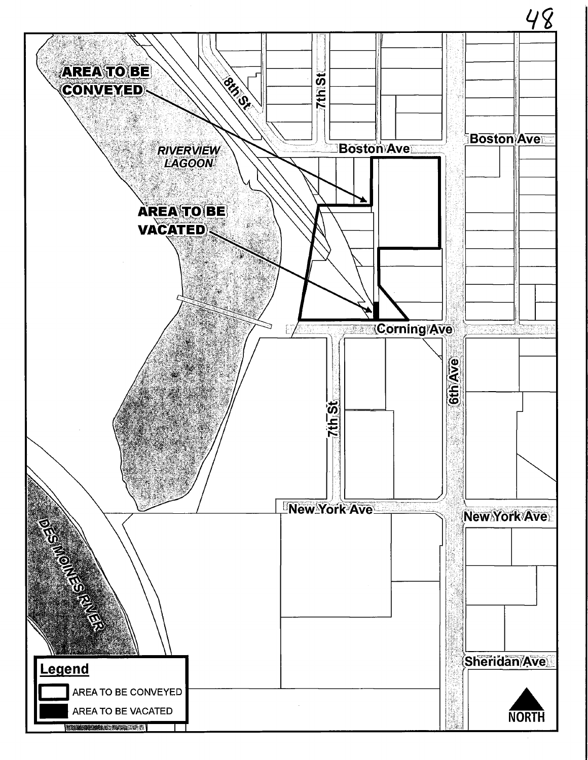AREA TO BE CONVEYED

AREA TO BE VACATED

RIVERVIEW LAGOON

8th St

7th St

Boston Ave

Corning Ave

6th Ave

New York Ave

Sheridan Ave

DES MOINES RIVER

**Legend**

AREA TO BE CONVEYED

AREA TO BE VACATED

NORTH